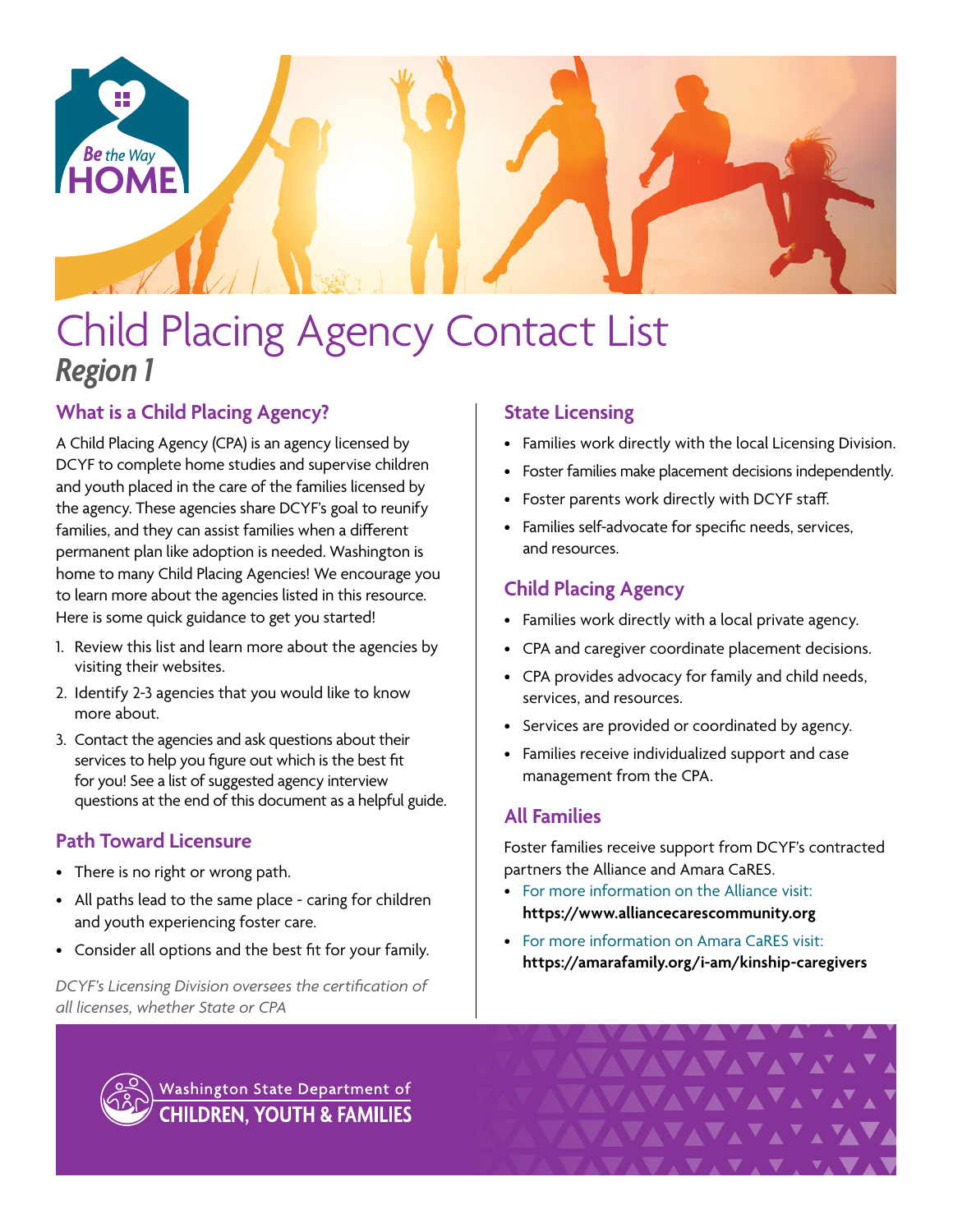# Child Placing Agency Contact List

## *Region 1*

### What is a Child Placing Agency?

A Child Placing Agency (CPA) is an agency licensed by DCYF to complete home studies and supervise children and youth placed in the care of the families licensed by the agency. These agencies share DCYF's goal to reunify families, and they can assist families when a different permanent plan like adoption is needed. Washington is home to many Child Placing Agencies! We encourage you to learn more about the agencies listed in this resource. Here is some quick guidance to get you started!

1. Review this list and learn more about the agencies by visiting their websites.
2. Identify 2-3 agencies that you would like to know more about.
3. Contact the agencies and ask questions about their services to help you figure out which is the best fit for you! See a list of suggested agency interview questions at the end of this document as a helpful guide.

### Path Toward Licensure

- There is no right or wrong path.
- All paths lead to the same place - caring for children and youth experiencing foster care.
- Consider all options and the best fit for your family.

*DCYF's Licensing Division oversees the certification of all licenses, whether State or CPA*

### State Licensing

- Families work directly with the local Licensing Division.
- Foster families make placement decisions independently.
- Foster parents work directly with DCYF staff.
- Families self-advocate for specific needs, services, and resources.

### Child Placing Agency

- Families work directly with a local private agency.
- CPA and caregiver coordinate placement decisions.
- CPA provides advocacy for family and child needs, services, and resources.
- Services are provided or coordinated by agency.
- Families receive individualized support and case management from the CPA.

### All Families

Foster families receive support from DCYF's contracted partners the Alliance and Amara CaRES.

- For more information on the Alliance visit: **https://www.alliancecarescommunity.org**
- For more information on Amara CaRES visit: **https://amarafamily.org/i-am/kinship-caregivers**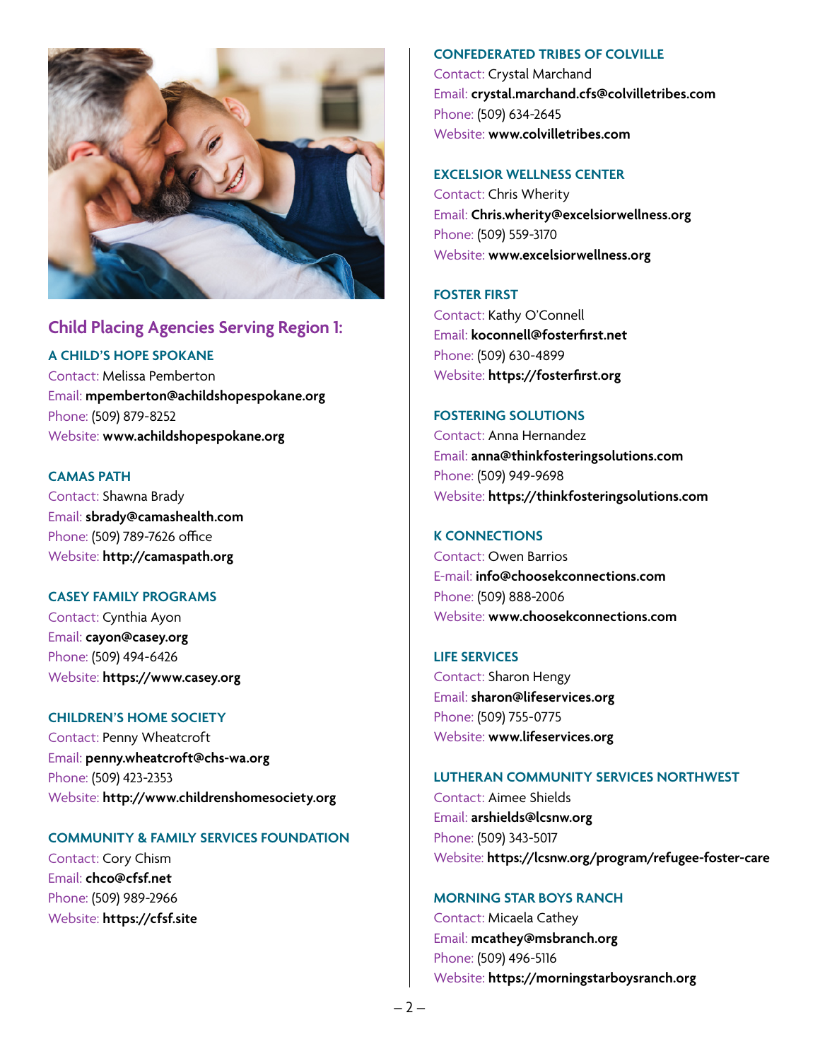## Child Placing Agencies Serving Region 1:

### A CHILD'S HOPE SPOKANE

Contact: Melissa Pemberton
Email: **mpemberton@achildshopespokane.org**
Phone: (509) 879-8252
Website: **www.achildshopespokane.org**

### CAMAS PATH

Contact: Shawna Brady
Email: **sbrady@camashealth.com**
Phone: (509) 789-7626 office
Website: **http://camaspath.org**

### CASEY FAMILY PROGRAMS

Contact: Cynthia Ayon
Email: **cayon@casey.org**
Phone: (509) 494-6426
Website: **https://www.casey.org**

### CHILDREN'S HOME SOCIETY

Contact: Penny Wheatcroft
Email: **penny.wheatcroft@chs-wa.org**
Phone: (509) 423-2353
Website: **http://www.childrenshomesociety.org**

### COMMUNITY & FAMILY SERVICES FOUNDATION

Contact: Cory Chism
Email: **chco@cfsf.net**
Phone: (509) 989-2966
Website: **https://cfsf.site**

### CONFEDERATED TRIBES OF COLVILLE

Contact: Crystal Marchand
Email: **crystal.marchand.cfs@colvilletribes.com**
Phone: (509) 634-2645
Website: **www.colvilletribes.com**

### EXCELSIOR WELLNESS CENTER

Contact: Chris Wherity
Email: **Chris.wherity@excelsiorwellness.org**
Phone: (509) 559-3170
Website: **www.excelsiorwellness.org**

### FOSTER FIRST

Contact: Kathy O'Connell
Email: **koconnell@fosterfirst.net**
Phone: (509) 630-4899
Website: **https://fosterfirst.org**

### FOSTERING SOLUTIONS

Contact: Anna Hernandez
Email: **anna@thinkfosteringsolutions.com**
Phone: (509) 949-9698
Website: **https://thinkfosteringsolutions.com**

### K CONNECTIONS

Contact: Owen Barrios
E-mail: **info@choosekconnections.com**
Phone: (509) 888-2006
Website: **www.choosekconnections.com**

### LIFE SERVICES

Contact: Sharon Hengy
Email: **sharon@lifeservices.org**
Phone: (509) 755-0775
Website: **www.lifeservices.org**

### LUTHERAN COMMUNITY SERVICES NORTHWEST

Contact: Aimee Shields
Email: **arshields@lcsnw.org**
Phone: (509) 343-5017
Website: **https://lcsnw.org/program/refugee-foster-care**

### MORNING STAR BOYS RANCH

Contact: Micaela Cathey
Email: **mcathey@msbranch.org**
Phone: (509) 496-5116
Website: **https://morningstarboysranch.org**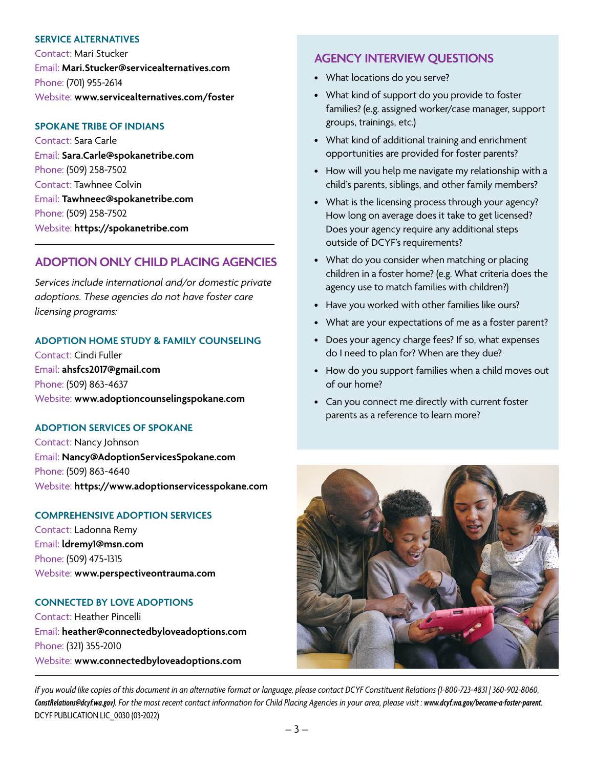### SERVICE ALTERNATIVES

Contact: Mari Stucker
Email: **Mari.Stucker@servicealternatives.com**
Phone: (701) 955-2614
Website: **www.servicealternatives.com/foster**

### SPOKANE TRIBE OF INDIANS

Contact: Sara Carle
Email: **Sara.Carle@spokanetribe.com**
Phone: (509) 258-7502
Contact: Tawhnee Colvin
Email: **Tawhneec@spokanetribe.com**
Phone: (509) 258-7502
Website: **https://spokanetribe.com**

## ADOPTION ONLY CHILD PLACING AGENCIES

*Services include international and/or domestic private adoptions. These agencies do not have foster care licensing programs:*

### ADOPTION HOME STUDY & FAMILY COUNSELING

Contact: Cindi Fuller
Email: **ahsfcs2017@gmail.com**
Phone: (509) 863-4637
Website: **www.adoptioncounselingspokane.com**

### ADOPTION SERVICES OF SPOKANE

Contact: Nancy Johnson
Email: **Nancy@AdoptionServicesSpokane.com**
Phone: (509) 863-4640
Website: **https://www.adoptionservicesspokane.com**

### COMPREHENSIVE ADOPTION SERVICES

Contact: Ladonna Remy
Email: **ldremy1@msn.com**
Phone: (509) 475-1315
Website: **www.perspectiveontrauma.com**

### CONNECTED BY LOVE ADOPTIONS

Contact: Heather Pincelli
Email: **heather@connectedbyloveadoptions.com**
Phone: (321) 355-2010
Website: **www.connectedbyloveadoptions.com**

## AGENCY INTERVIEW QUESTIONS

- What locations do you serve?
- What kind of support do you provide to foster families? (e.g. assigned worker/case manager, support groups, trainings, etc.)
- What kind of additional training and enrichment opportunities are provided for foster parents?
- How will you help me navigate my relationship with a child's parents, siblings, and other family members?
- What is the licensing process through your agency? How long on average does it take to get licensed? Does your agency require any additional steps outside of DCYF's requirements?
- What do you consider when matching or placing children in a foster home? (e.g. What criteria does the agency use to match families with children?)
- Have you worked with other families like ours?
- What are your expectations of me as a foster parent?
- Does your agency charge fees? If so, what expenses do I need to plan for? When are they due?
- How do you support families when a child moves out of our home?
- Can you connect me directly with current foster parents as a reference to learn more?

*If you would like copies of this document in an alternative format or language, please contact DCYF Constituent Relations (1-800-723-4831 | 360-902-8060, **ConstRelations@dcyf.wa.gov**). For the most recent contact information for Child Placing Agencies in your area, please visit : **www.dcyf.wa.gov/become-a-foster-parent**.*
DCYF PUBLICATION LIC_0030 (03-2022)